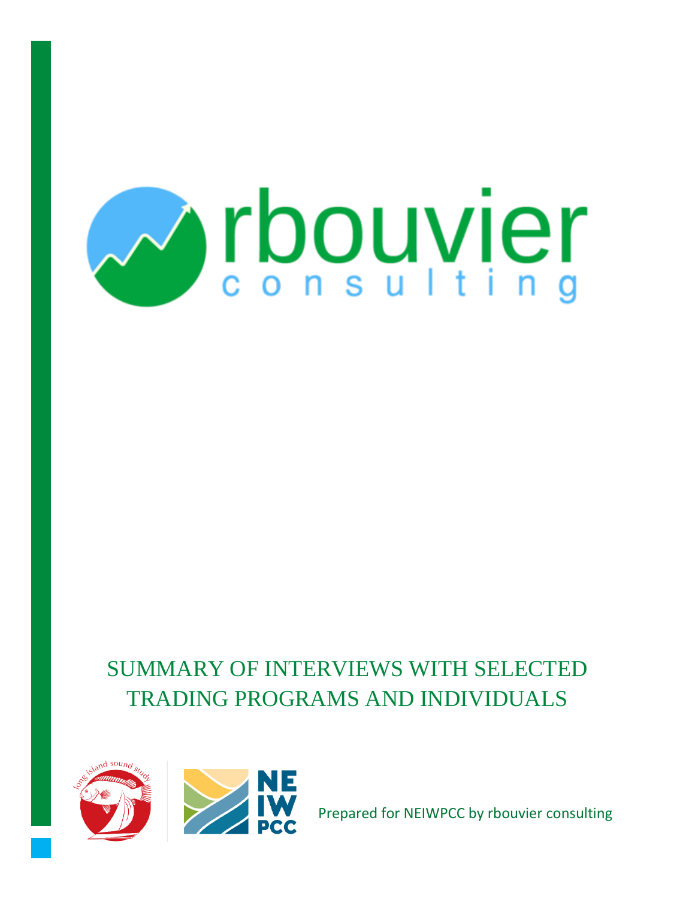rbouvier consulting

# SUMMARY OF INTERVIEWS WITH SELECTED TRADING PROGRAMS AND INDIVIDUALS

long island sound study

NE IW PCC

Prepared for NEIWPCC by rbouvier consulting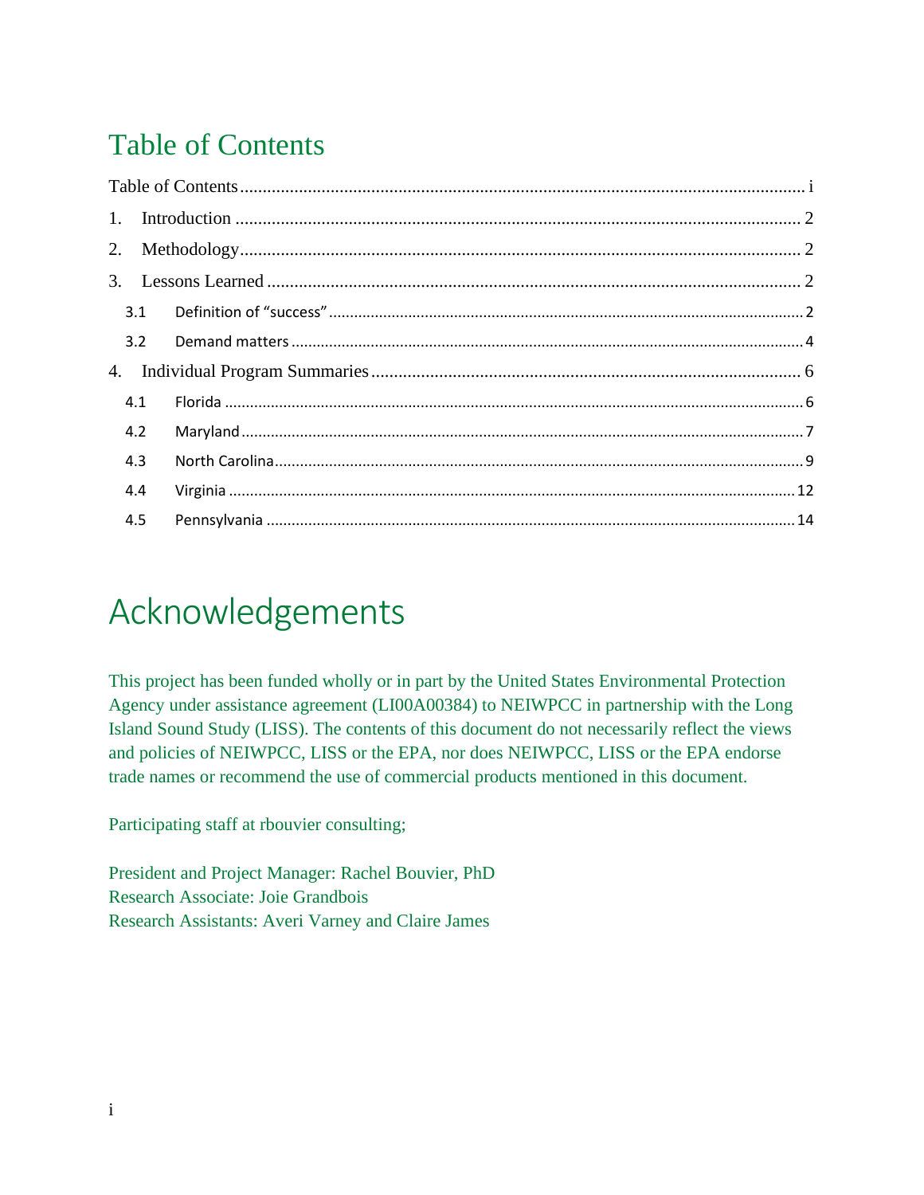# Table of Contents

Table of Contents ............................................................................................................................ i

1. Introduction ............................................................................................................................... 2

2. Methodology.............................................................................................................................. 2

3. Lessons Learned ........................................................................................................................ 2

   3.1 Definition of "success" ............................................................................................................. 2

   3.2 Demand matters ....................................................................................................................... 4

4. Individual Program Summaries ................................................................................................ 6

   4.1 Florida ....................................................................................................................................... 6

   4.2 Maryland ................................................................................................................................... 7

   4.3 North Carolina ........................................................................................................................... 9

   4.4 Virginia .................................................................................................................................... 12

   4.5 Pennsylvania ........................................................................................................................... 14

# Acknowledgements

This project has been funded wholly or in part by the United States Environmental Protection Agency under assistance agreement (LI00A00384) to NEIWPCC in partnership with the Long Island Sound Study (LISS). The contents of this document do not necessarily reflect the views and policies of NEIWPCC, LISS or the EPA, nor does NEIWPCC, LISS or the EPA endorse trade names or recommend the use of commercial products mentioned in this document.

Participating staff at rbouvier consulting;

President and Project Manager: Rachel Bouvier, PhD
Research Associate: Joie Grandbois
Research Assistants: Averi Varney and Claire James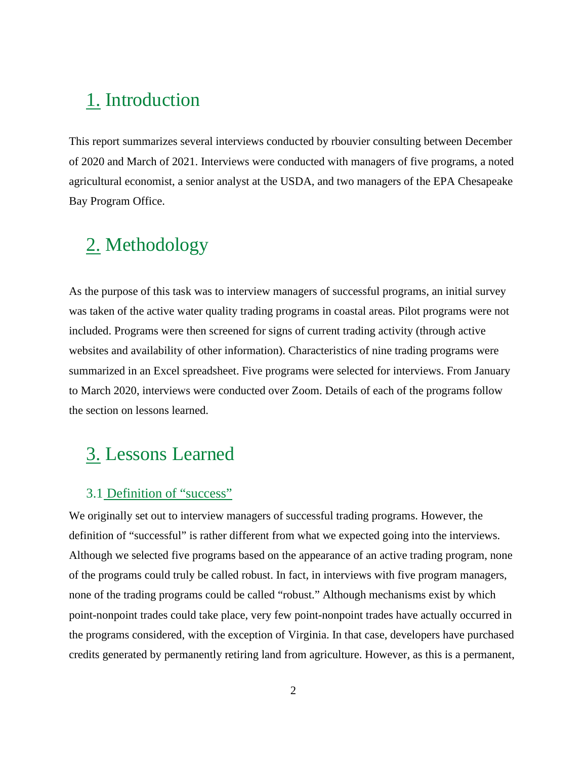# 1. Introduction

This report summarizes several interviews conducted by rbouvier consulting between December of 2020 and March of 2021. Interviews were conducted with managers of five programs, a noted agricultural economist, a senior analyst at the USDA, and two managers of the EPA Chesapeake Bay Program Office.

# 2. Methodology

As the purpose of this task was to interview managers of successful programs, an initial survey was taken of the active water quality trading programs in coastal areas. Pilot programs were not included. Programs were then screened for signs of current trading activity (through active websites and availability of other information). Characteristics of nine trading programs were summarized in an Excel spreadsheet. Five programs were selected for interviews. From January to March 2020, interviews were conducted over Zoom. Details of each of the programs follow the section on lessons learned.

# 3. Lessons Learned

## 3.1 Definition of "success"

We originally set out to interview managers of successful trading programs. However, the definition of "successful" is rather different from what we expected going into the interviews. Although we selected five programs based on the appearance of an active trading program, none of the programs could truly be called robust. In fact, in interviews with five program managers, none of the trading programs could be called "robust." Although mechanisms exist by which point-nonpoint trades could take place, very few point-nonpoint trades have actually occurred in the programs considered, with the exception of Virginia. In that case, developers have purchased credits generated by permanently retiring land from agriculture. However, as this is a permanent,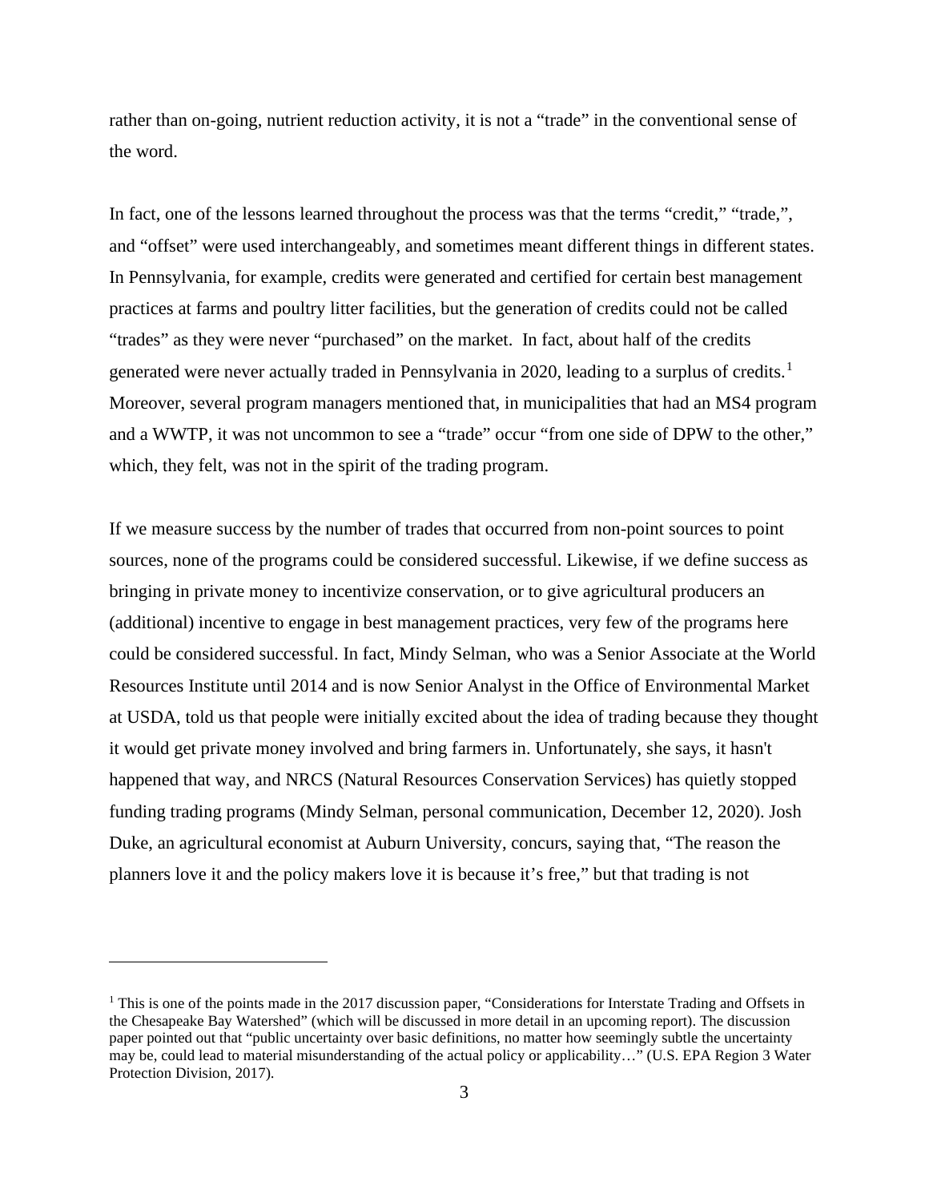rather than on-going, nutrient reduction activity, it is not a "trade" in the conventional sense of the word.

In fact, one of the lessons learned throughout the process was that the terms "credit," "trade,", and "offset" were used interchangeably, and sometimes meant different things in different states. In Pennsylvania, for example, credits were generated and certified for certain best management practices at farms and poultry litter facilities, but the generation of credits could not be called "trades" as they were never "purchased" on the market.  In fact, about half of the credits generated were never actually traded in Pennsylvania in 2020, leading to a surplus of credits.[1] Moreover, several program managers mentioned that, in municipalities that had an MS4 program and a WWTP, it was not uncommon to see a "trade" occur "from one side of DPW to the other," which, they felt, was not in the spirit of the trading program.

If we measure success by the number of trades that occurred from non-point sources to point sources, none of the programs could be considered successful. Likewise, if we define success as bringing in private money to incentivize conservation, or to give agricultural producers an (additional) incentive to engage in best management practices, very few of the programs here could be considered successful. In fact, Mindy Selman, who was a Senior Associate at the World Resources Institute until 2014 and is now Senior Analyst in the Office of Environmental Market at USDA, told us that people were initially excited about the idea of trading because they thought it would get private money involved and bring farmers in. Unfortunately, she says, it hasn't happened that way, and NRCS (Natural Resources Conservation Services) has quietly stopped funding trading programs (Mindy Selman, personal communication, December 12, 2020). Josh Duke, an agricultural economist at Auburn University, concurs, saying that, "The reason the planners love it and the policy makers love it is because it's free," but that trading is not

---

[1] This is one of the points made in the 2017 discussion paper, "Considerations for Interstate Trading and Offsets in the Chesapeake Bay Watershed" (which will be discussed in more detail in an upcoming report). The discussion paper pointed out that "public uncertainty over basic definitions, no matter how seemingly subtle the uncertainty may be, could lead to material misunderstanding of the actual policy or applicability…" (U.S. EPA Region 3 Water Protection Division, 2017).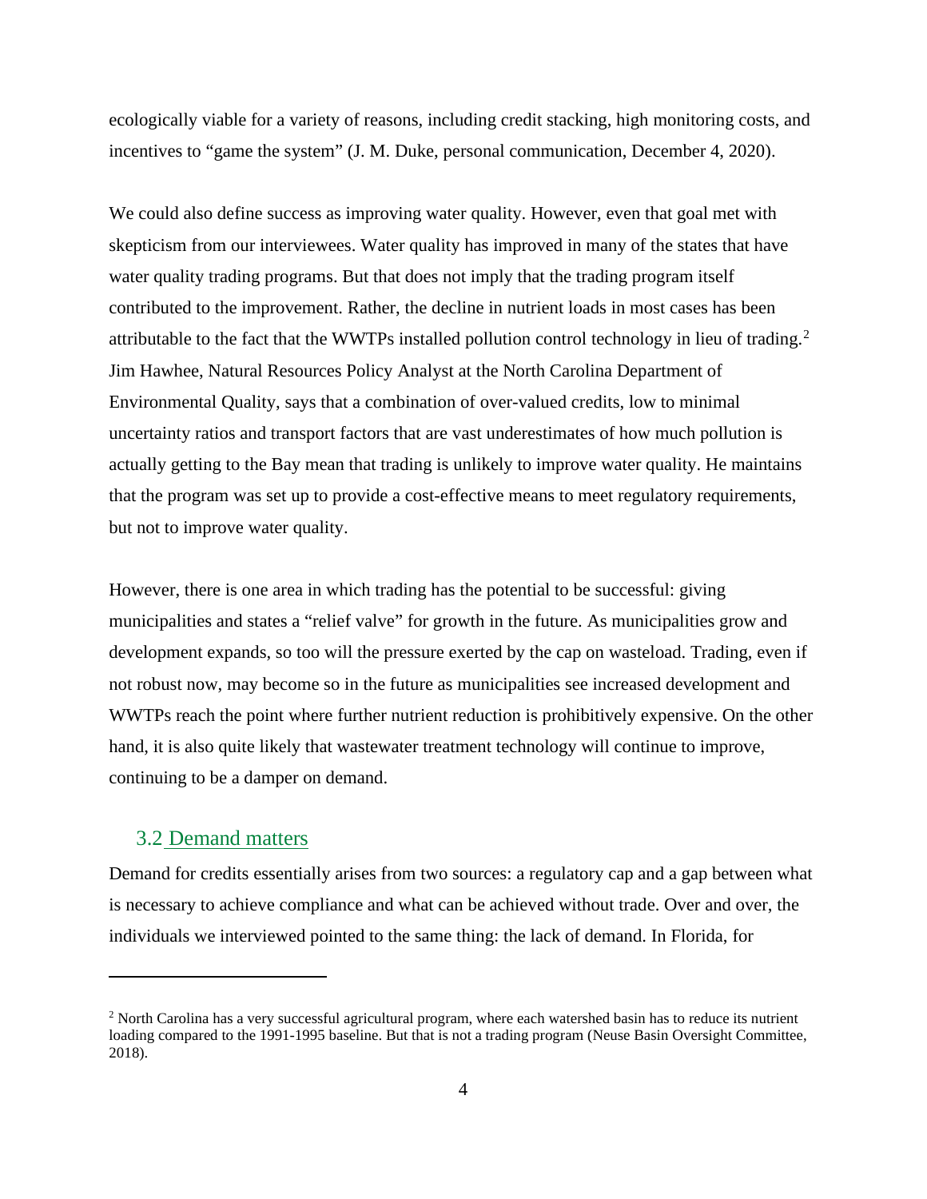ecologically viable for a variety of reasons, including credit stacking, high monitoring costs, and incentives to "game the system" (J. M. Duke, personal communication, December 4, 2020).

We could also define success as improving water quality. However, even that goal met with skepticism from our interviewees. Water quality has improved in many of the states that have water quality trading programs. But that does not imply that the trading program itself contributed to the improvement. Rather, the decline in nutrient loads in most cases has been attributable to the fact that the WWTPs installed pollution control technology in lieu of trading.[2] Jim Hawhee, Natural Resources Policy Analyst at the North Carolina Department of Environmental Quality, says that a combination of over-valued credits, low to minimal uncertainty ratios and transport factors that are vast underestimates of how much pollution is actually getting to the Bay mean that trading is unlikely to improve water quality. He maintains that the program was set up to provide a cost-effective means to meet regulatory requirements, but not to improve water quality.

However, there is one area in which trading has the potential to be successful: giving municipalities and states a "relief valve" for growth in the future. As municipalities grow and development expands, so too will the pressure exerted by the cap on wasteload. Trading, even if not robust now, may become so in the future as municipalities see increased development and WWTPs reach the point where further nutrient reduction is prohibitively expensive. On the other hand, it is also quite likely that wastewater treatment technology will continue to improve, continuing to be a damper on demand.

## 3.2 Demand matters

Demand for credits essentially arises from two sources: a regulatory cap and a gap between what is necessary to achieve compliance and what can be achieved without trade. Over and over, the individuals we interviewed pointed to the same thing: the lack of demand. In Florida, for

---

[2] North Carolina has a very successful agricultural program, where each watershed basin has to reduce its nutrient loading compared to the 1991-1995 baseline. But that is not a trading program (Neuse Basin Oversight Committee, 2018).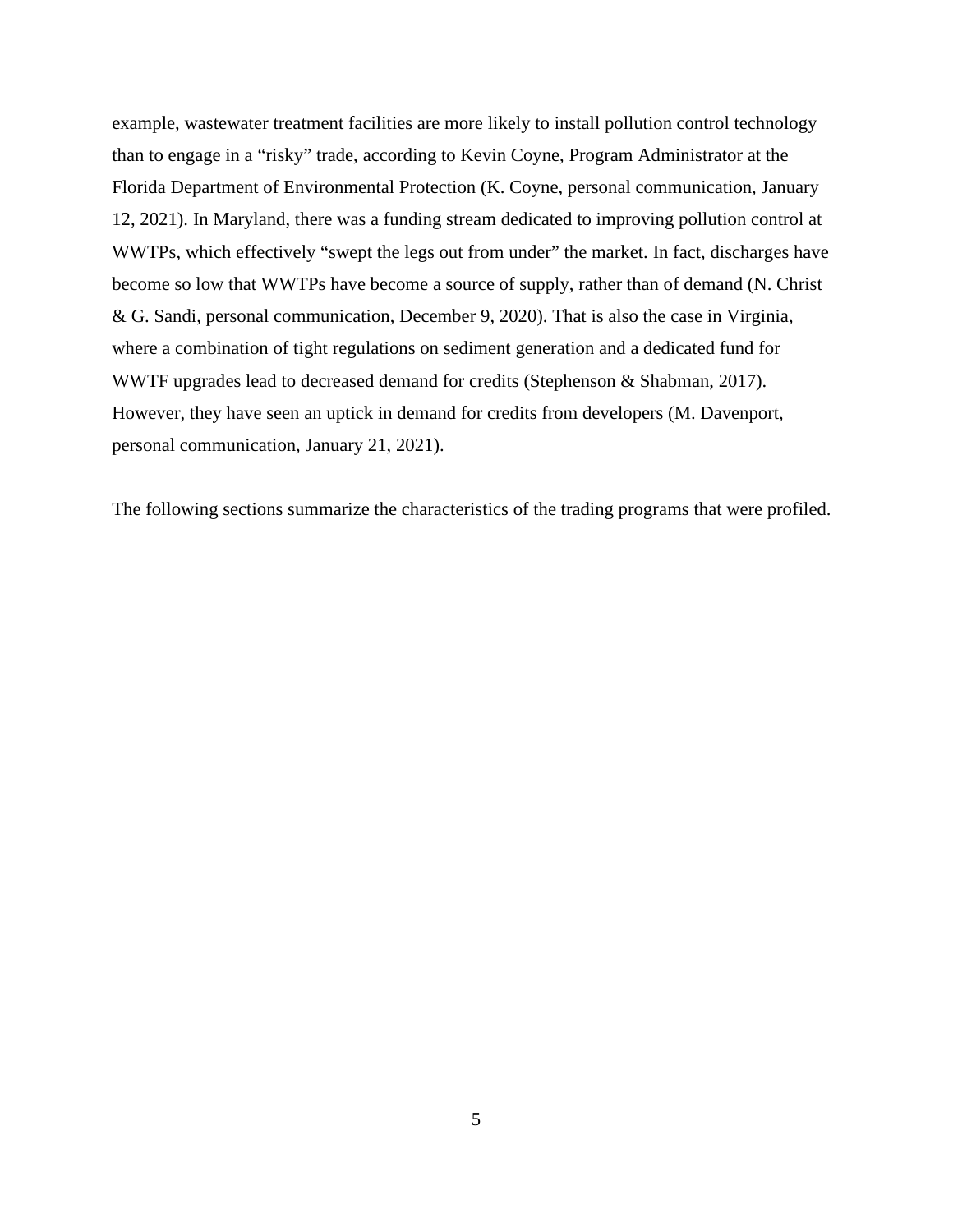example, wastewater treatment facilities are more likely to install pollution control technology than to engage in a "risky" trade, according to Kevin Coyne, Program Administrator at the Florida Department of Environmental Protection (K. Coyne, personal communication, January 12, 2021). In Maryland, there was a funding stream dedicated to improving pollution control at WWTPs, which effectively "swept the legs out from under" the market. In fact, discharges have become so low that WWTPs have become a source of supply, rather than of demand (N. Christ & G. Sandi, personal communication, December 9, 2020). That is also the case in Virginia, where a combination of tight regulations on sediment generation and a dedicated fund for WWTF upgrades lead to decreased demand for credits (Stephenson & Shabman, 2017). However, they have seen an uptick in demand for credits from developers (M. Davenport, personal communication, January 21, 2021).

The following sections summarize the characteristics of the trading programs that were profiled.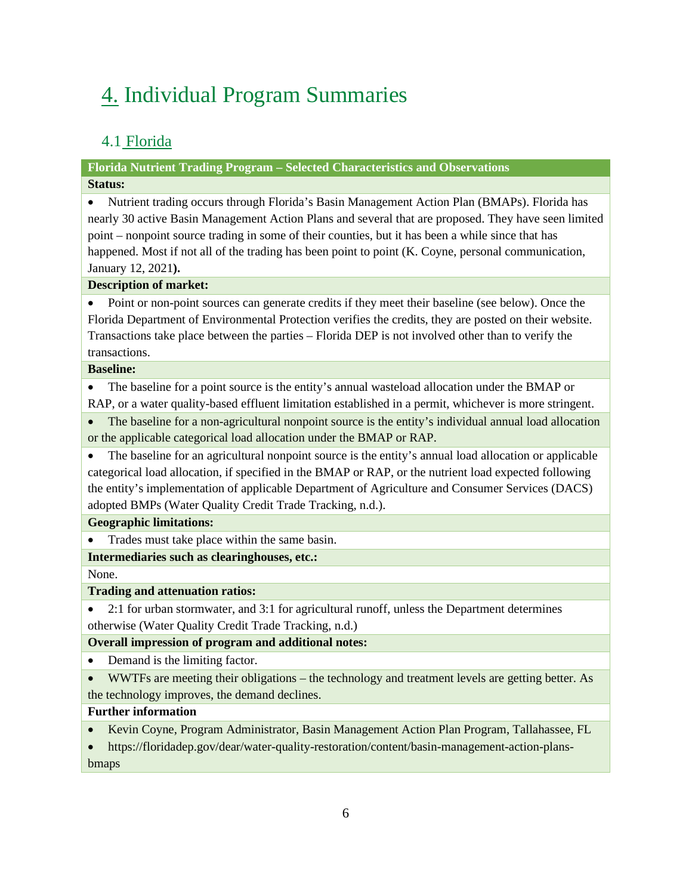# 4. Individual Program Summaries

## 4.1 Florida

| Florida Nutrient Trading Program – Selected Characteristics and Observations |
|---|
| **Status:** |
| • Nutrient trading occurs through Florida's Basin Management Action Plan (BMAPs). Florida has nearly 30 active Basin Management Action Plans and several that are proposed. They have seen limited point – nonpoint source trading in some of their counties, but it has been a while since that has happened. Most if not all of the trading has been point to point (K. Coyne, personal communication, January 12, 2021**).** |
| **Description of market:** |
| • Point or non-point sources can generate credits if they meet their baseline (see below). Once the Florida Department of Environmental Protection verifies the credits, they are posted on their website. Transactions take place between the parties – Florida DEP is not involved other than to verify the transactions. |
| **Baseline:** |
| • The baseline for a point source is the entity's annual wasteload allocation under the BMAP or RAP, or a water quality-based effluent limitation established in a permit, whichever is more stringent. |
| • The baseline for a non-agricultural nonpoint source is the entity's individual annual load allocation or the applicable categorical load allocation under the BMAP or RAP. |
| • The baseline for an agricultural nonpoint source is the entity's annual load allocation or applicable categorical load allocation, if specified in the BMAP or RAP, or the nutrient load expected following the entity's implementation of applicable Department of Agriculture and Consumer Services (DACS) adopted BMPs (Water Quality Credit Trade Tracking, n.d.). |
| **Geographic limitations:** |
| • Trades must take place within the same basin. |
| **Intermediaries such as clearinghouses, etc.:** |
| None. |
| **Trading and attenuation ratios:** |
| • 2:1 for urban stormwater, and 3:1 for agricultural runoff, unless the Department determines otherwise (Water Quality Credit Trade Tracking, n.d.) |
| **Overall impression of program and additional notes:** |
| • Demand is the limiting factor. |
| • WWTFs are meeting their obligations – the technology and treatment levels are getting better. As the technology improves, the demand declines. |
| **Further information** |
| • Kevin Coyne, Program Administrator, Basin Management Action Plan Program, Tallahassee, FL |
| • https://floridadep.gov/dear/water-quality-restoration/content/basin-management-action-plans-bmaps |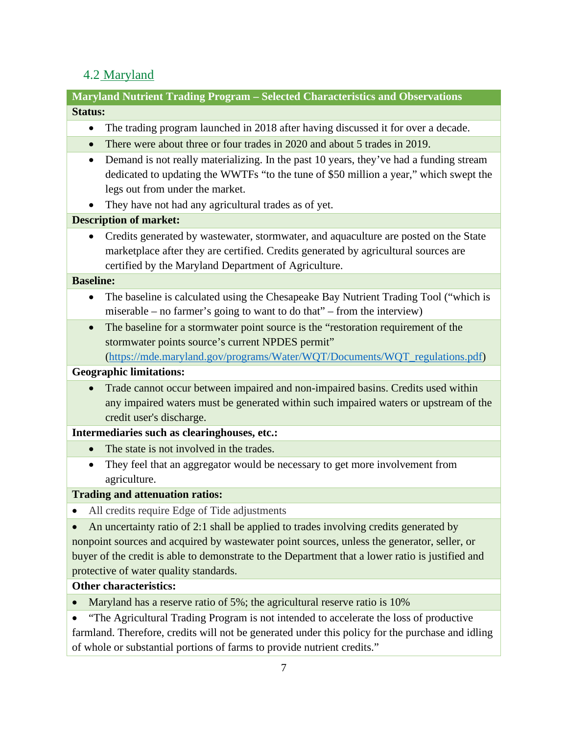## 4.2 Maryland

**Maryland Nutrient Trading Program – Selected Characteristics and Observations**

**Status:**

- The trading program launched in 2018 after having discussed it for over a decade.
- There were about three or four trades in 2020 and about 5 trades in 2019.
- Demand is not really materializing. In the past 10 years, they've had a funding stream dedicated to updating the WWTFs "to the tune of $50 million a year," which swept the legs out from under the market.
- They have not had any agricultural trades as of yet.

**Description of market:**

- Credits generated by wastewater, stormwater, and aquaculture are posted on the State marketplace after they are certified. Credits generated by agricultural sources are certified by the Maryland Department of Agriculture.

**Baseline:**

- The baseline is calculated using the Chesapeake Bay Nutrient Trading Tool ("which is miserable – no farmer's going to want to do that" – from the interview)
- The baseline for a stormwater point source is the "restoration requirement of the stormwater points source's current NPDES permit" (https://mde.maryland.gov/programs/Water/WQT/Documents/WQT_regulations.pdf)

**Geographic limitations:**

- Trade cannot occur between impaired and non-impaired basins. Credits used within any impaired waters must be generated within such impaired waters or upstream of the credit user's discharge.

**Intermediaries such as clearinghouses, etc.:**

- The state is not involved in the trades.
- They feel that an aggregator would be necessary to get more involvement from agriculture.

**Trading and attenuation ratios:**

- All credits require Edge of Tide adjustments
- An uncertainty ratio of 2:1 shall be applied to trades involving credits generated by nonpoint sources and acquired by wastewater point sources, unless the generator, seller, or buyer of the credit is able to demonstrate to the Department that a lower ratio is justified and protective of water quality standards.

**Other characteristics:**

- Maryland has a reserve ratio of 5%; the agricultural reserve ratio is 10%
- "The Agricultural Trading Program is not intended to accelerate the loss of productive farmland. Therefore, credits will not be generated under this policy for the purchase and idling of whole or substantial portions of farms to provide nutrient credits."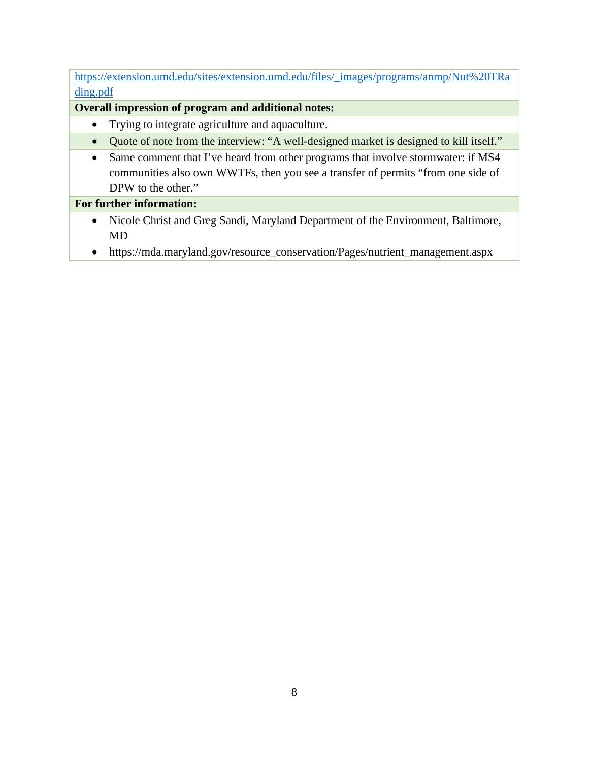https://extension.umd.edu/sites/extension.umd.edu/files/_images/programs/anmp/Nut%20TRading.pdf

**Overall impression of program and additional notes:**

- Trying to integrate agriculture and aquaculture.
- Quote of note from the interview: “A well-designed market is designed to kill itself.”
- Same comment that I’ve heard from other programs that involve stormwater: if MS4 communities also own WWTFs, then you see a transfer of permits “from one side of DPW to the other.”

**For further information:**

- Nicole Christ and Greg Sandi, Maryland Department of the Environment, Baltimore, MD
- https://mda.maryland.gov/resource_conservation/Pages/nutrient_management.aspx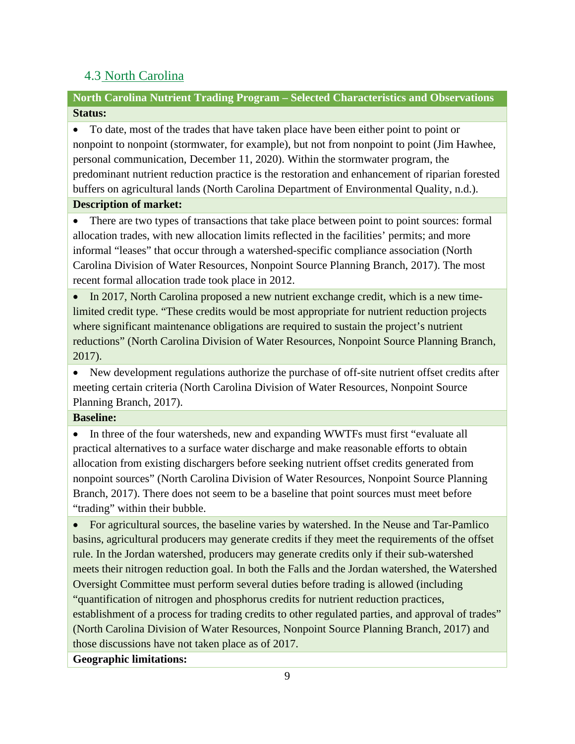## 4.3 North Carolina

**North Carolina Nutrient Trading Program – Selected Characteristics and Observations**

**Status:**

- To date, most of the trades that have taken place have been either point to point or nonpoint to nonpoint (stormwater, for example), but not from nonpoint to point (Jim Hawhee, personal communication, December 11, 2020). Within the stormwater program, the predominant nutrient reduction practice is the restoration and enhancement of riparian forested buffers on agricultural lands (North Carolina Department of Environmental Quality, n.d.).

**Description of market:**

- There are two types of transactions that take place between point to point sources: formal allocation trades, with new allocation limits reflected in the facilities' permits; and more informal "leases" that occur through a watershed-specific compliance association (North Carolina Division of Water Resources, Nonpoint Source Planning Branch, 2017). The most recent formal allocation trade took place in 2012.
- In 2017, North Carolina proposed a new nutrient exchange credit, which is a new time-limited credit type. "These credits would be most appropriate for nutrient reduction projects where significant maintenance obligations are required to sustain the project's nutrient reductions" (North Carolina Division of Water Resources, Nonpoint Source Planning Branch, 2017).
- New development regulations authorize the purchase of off-site nutrient offset credits after meeting certain criteria (North Carolina Division of Water Resources, Nonpoint Source Planning Branch, 2017).

**Baseline:**

- In three of the four watersheds, new and expanding WWTFs must first "evaluate all practical alternatives to a surface water discharge and make reasonable efforts to obtain allocation from existing dischargers before seeking nutrient offset credits generated from nonpoint sources" (North Carolina Division of Water Resources, Nonpoint Source Planning Branch, 2017). There does not seem to be a baseline that point sources must meet before "trading" within their bubble.
- For agricultural sources, the baseline varies by watershed. In the Neuse and Tar-Pamlico basins, agricultural producers may generate credits if they meet the requirements of the offset rule. In the Jordan watershed, producers may generate credits only if their sub-watershed meets their nitrogen reduction goal. In both the Falls and the Jordan watershed, the Watershed Oversight Committee must perform several duties before trading is allowed (including "quantification of nitrogen and phosphorus credits for nutrient reduction practices, establishment of a process for trading credits to other regulated parties, and approval of trades" (North Carolina Division of Water Resources, Nonpoint Source Planning Branch, 2017) and those discussions have not taken place as of 2017.

**Geographic limitations:**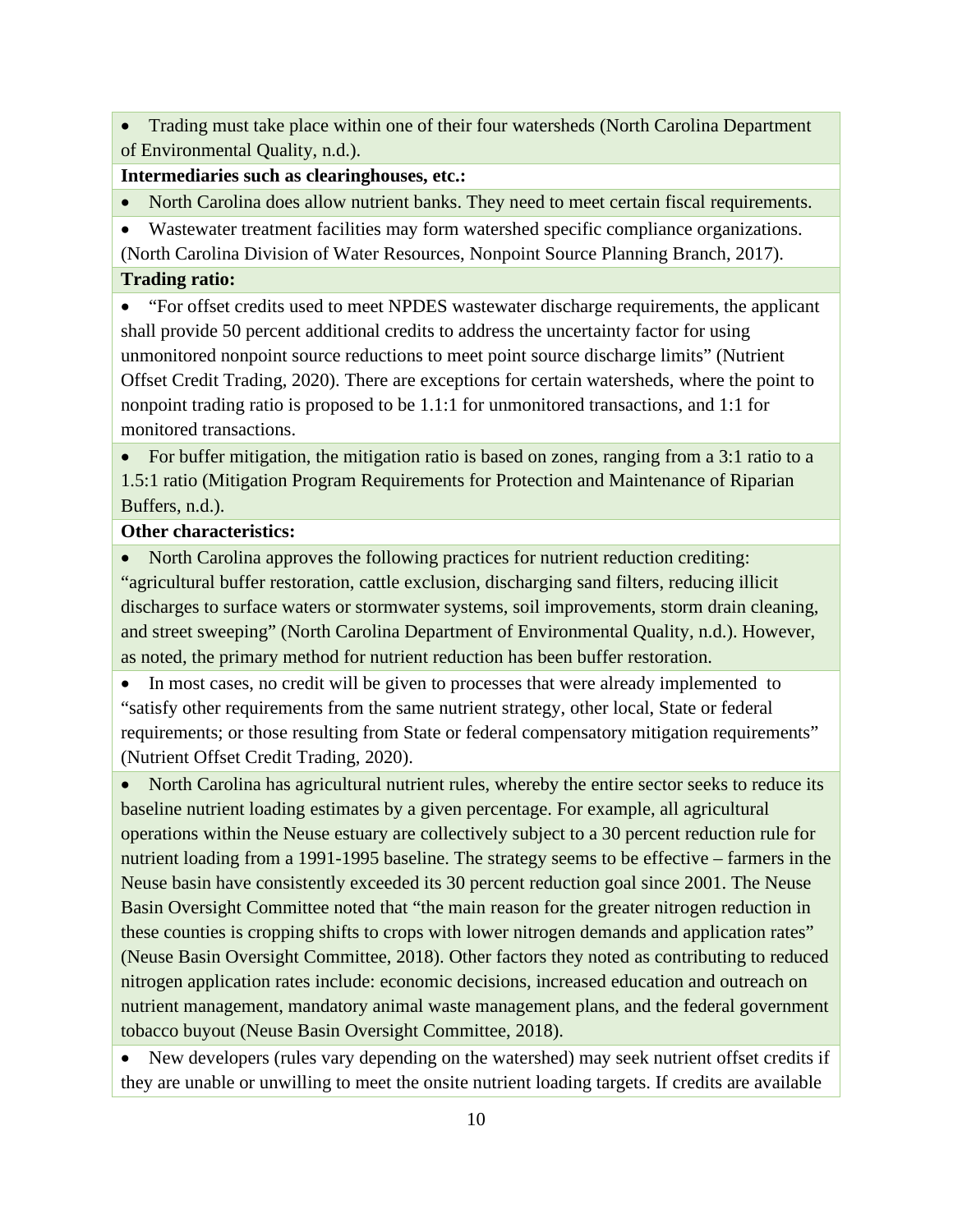- Trading must take place within one of their four watersheds (North Carolina Department of Environmental Quality, n.d.).

**Intermediaries such as clearinghouses, etc.:**

- North Carolina does allow nutrient banks. They need to meet certain fiscal requirements.
- Wastewater treatment facilities may form watershed specific compliance organizations. (North Carolina Division of Water Resources, Nonpoint Source Planning Branch, 2017).

**Trading ratio:**

- "For offset credits used to meet NPDES wastewater discharge requirements, the applicant shall provide 50 percent additional credits to address the uncertainty factor for using unmonitored nonpoint source reductions to meet point source discharge limits" (Nutrient Offset Credit Trading, 2020). There are exceptions for certain watersheds, where the point to nonpoint trading ratio is proposed to be 1.1:1 for unmonitored transactions, and 1:1 for monitored transactions.
- For buffer mitigation, the mitigation ratio is based on zones, ranging from a 3:1 ratio to a 1.5:1 ratio (Mitigation Program Requirements for Protection and Maintenance of Riparian Buffers, n.d.).

**Other characteristics:**

- North Carolina approves the following practices for nutrient reduction crediting: "agricultural buffer restoration, cattle exclusion, discharging sand filters, reducing illicit discharges to surface waters or stormwater systems, soil improvements, storm drain cleaning, and street sweeping" (North Carolina Department of Environmental Quality, n.d.). However, as noted, the primary method for nutrient reduction has been buffer restoration.
- In most cases, no credit will be given to processes that were already implemented to "satisfy other requirements from the same nutrient strategy, other local, State or federal requirements; or those resulting from State or federal compensatory mitigation requirements" (Nutrient Offset Credit Trading, 2020).
- North Carolina has agricultural nutrient rules, whereby the entire sector seeks to reduce its baseline nutrient loading estimates by a given percentage. For example, all agricultural operations within the Neuse estuary are collectively subject to a 30 percent reduction rule for nutrient loading from a 1991-1995 baseline. The strategy seems to be effective – farmers in the Neuse basin have consistently exceeded its 30 percent reduction goal since 2001. The Neuse Basin Oversight Committee noted that "the main reason for the greater nitrogen reduction in these counties is cropping shifts to crops with lower nitrogen demands and application rates" (Neuse Basin Oversight Committee, 2018). Other factors they noted as contributing to reduced nitrogen application rates include: economic decisions, increased education and outreach on nutrient management, mandatory animal waste management plans, and the federal government tobacco buyout (Neuse Basin Oversight Committee, 2018).
- New developers (rules vary depending on the watershed) may seek nutrient offset credits if they are unable or unwilling to meet the onsite nutrient loading targets. If credits are available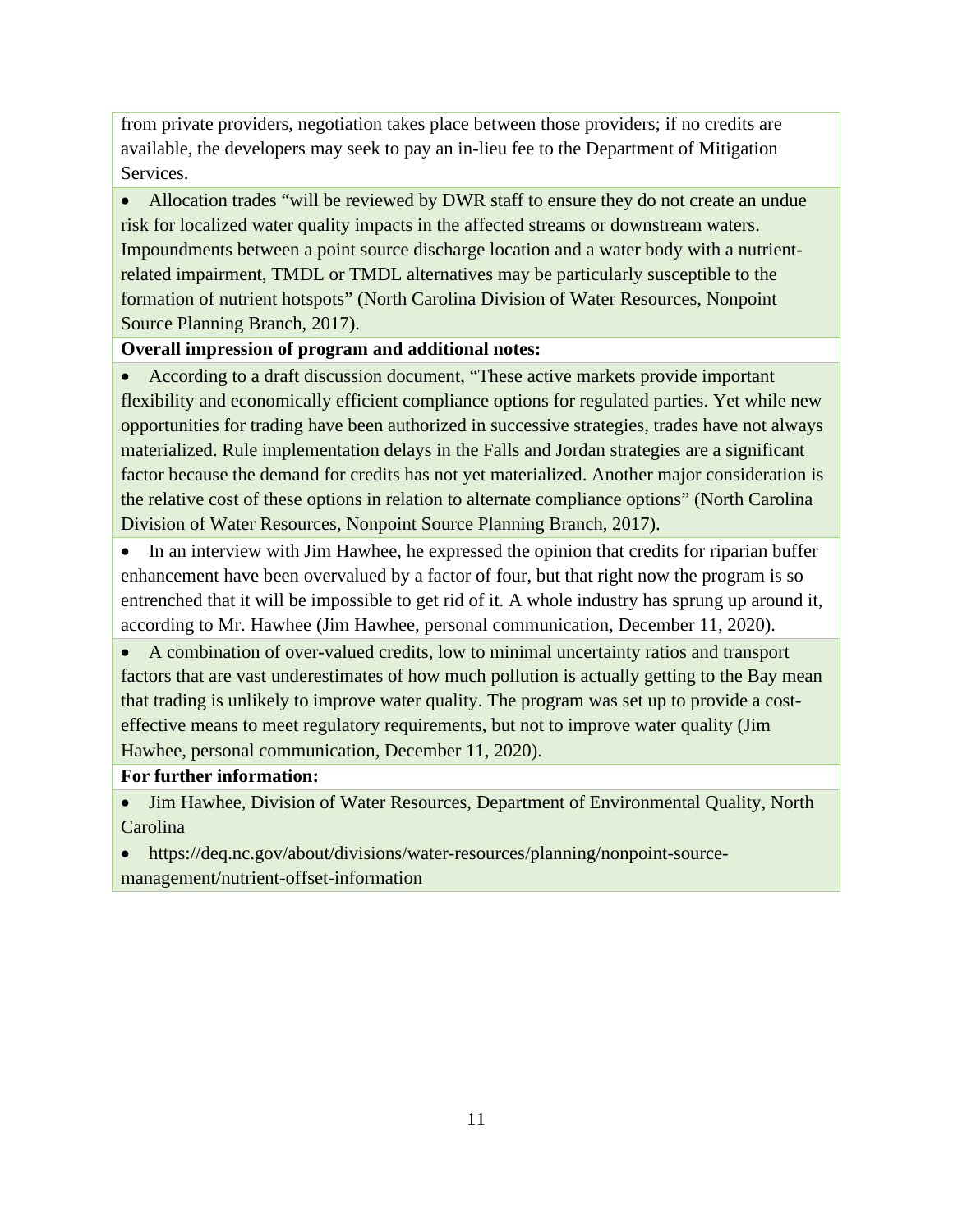from private providers, negotiation takes place between those providers; if no credits are available, the developers may seek to pay an in-lieu fee to the Department of Mitigation Services.

- Allocation trades "will be reviewed by DWR staff to ensure they do not create an undue risk for localized water quality impacts in the affected streams or downstream waters. Impoundments between a point source discharge location and a water body with a nutrient-related impairment, TMDL or TMDL alternatives may be particularly susceptible to the formation of nutrient hotspots" (North Carolina Division of Water Resources, Nonpoint Source Planning Branch, 2017).

**Overall impression of program and additional notes:**

- According to a draft discussion document, "These active markets provide important flexibility and economically efficient compliance options for regulated parties. Yet while new opportunities for trading have been authorized in successive strategies, trades have not always materialized. Rule implementation delays in the Falls and Jordan strategies are a significant factor because the demand for credits has not yet materialized. Another major consideration is the relative cost of these options in relation to alternate compliance options" (North Carolina Division of Water Resources, Nonpoint Source Planning Branch, 2017).
- In an interview with Jim Hawhee, he expressed the opinion that credits for riparian buffer enhancement have been overvalued by a factor of four, but that right now the program is so entrenched that it will be impossible to get rid of it. A whole industry has sprung up around it, according to Mr. Hawhee (Jim Hawhee, personal communication, December 11, 2020).
- A combination of over-valued credits, low to minimal uncertainty ratios and transport factors that are vast underestimates of how much pollution is actually getting to the Bay mean that trading is unlikely to improve water quality. The program was set up to provide a cost-effective means to meet regulatory requirements, but not to improve water quality (Jim Hawhee, personal communication, December 11, 2020).

**For further information:**

- Jim Hawhee, Division of Water Resources, Department of Environmental Quality, North Carolina
- https://deq.nc.gov/about/divisions/water-resources/planning/nonpoint-source-management/nutrient-offset-information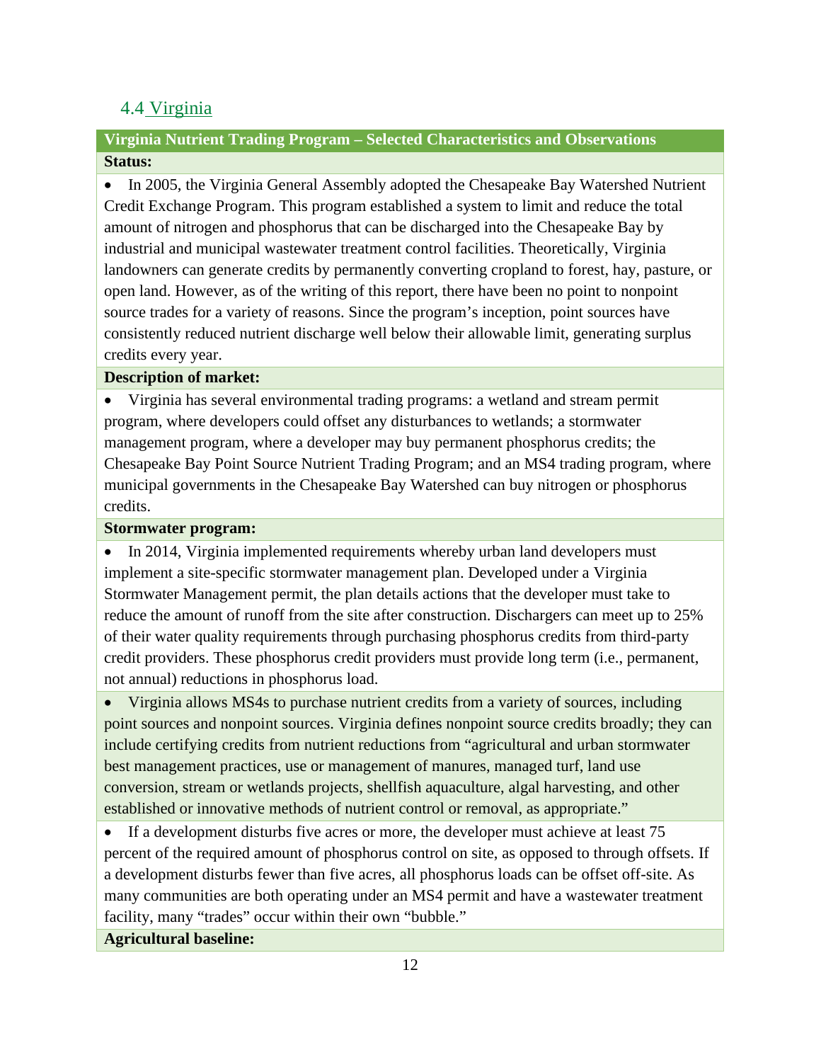### 4.4 Virginia

**Virginia Nutrient Trading Program – Selected Characteristics and Observations**

**Status:**

- In 2005, the Virginia General Assembly adopted the Chesapeake Bay Watershed Nutrient Credit Exchange Program. This program established a system to limit and reduce the total amount of nitrogen and phosphorus that can be discharged into the Chesapeake Bay by industrial and municipal wastewater treatment control facilities. Theoretically, Virginia landowners can generate credits by permanently converting cropland to forest, hay, pasture, or open land. However, as of the writing of this report, there have been no point to nonpoint source trades for a variety of reasons. Since the program's inception, point sources have consistently reduced nutrient discharge well below their allowable limit, generating surplus credits every year.

**Description of market:**

- Virginia has several environmental trading programs: a wetland and stream permit program, where developers could offset any disturbances to wetlands; a stormwater management program, where a developer may buy permanent phosphorus credits; the Chesapeake Bay Point Source Nutrient Trading Program; and an MS4 trading program, where municipal governments in the Chesapeake Bay Watershed can buy nitrogen or phosphorus credits.

**Stormwater program:**

- In 2014, Virginia implemented requirements whereby urban land developers must implement a site-specific stormwater management plan. Developed under a Virginia Stormwater Management permit, the plan details actions that the developer must take to reduce the amount of runoff from the site after construction. Dischargers can meet up to 25% of their water quality requirements through purchasing phosphorus credits from third-party credit providers. These phosphorus credit providers must provide long term (i.e., permanent, not annual) reductions in phosphorus load.
- Virginia allows MS4s to purchase nutrient credits from a variety of sources, including point sources and nonpoint sources. Virginia defines nonpoint source credits broadly; they can include certifying credits from nutrient reductions from "agricultural and urban stormwater best management practices, use or management of manures, managed turf, land use conversion, stream or wetlands projects, shellfish aquaculture, algal harvesting, and other established or innovative methods of nutrient control or removal, as appropriate."
- If a development disturbs five acres or more, the developer must achieve at least 75 percent of the required amount of phosphorus control on site, as opposed to through offsets. If a development disturbs fewer than five acres, all phosphorus loads can be offset off-site. As many communities are both operating under an MS4 permit and have a wastewater treatment facility, many "trades" occur within their own "bubble."

**Agricultural baseline:**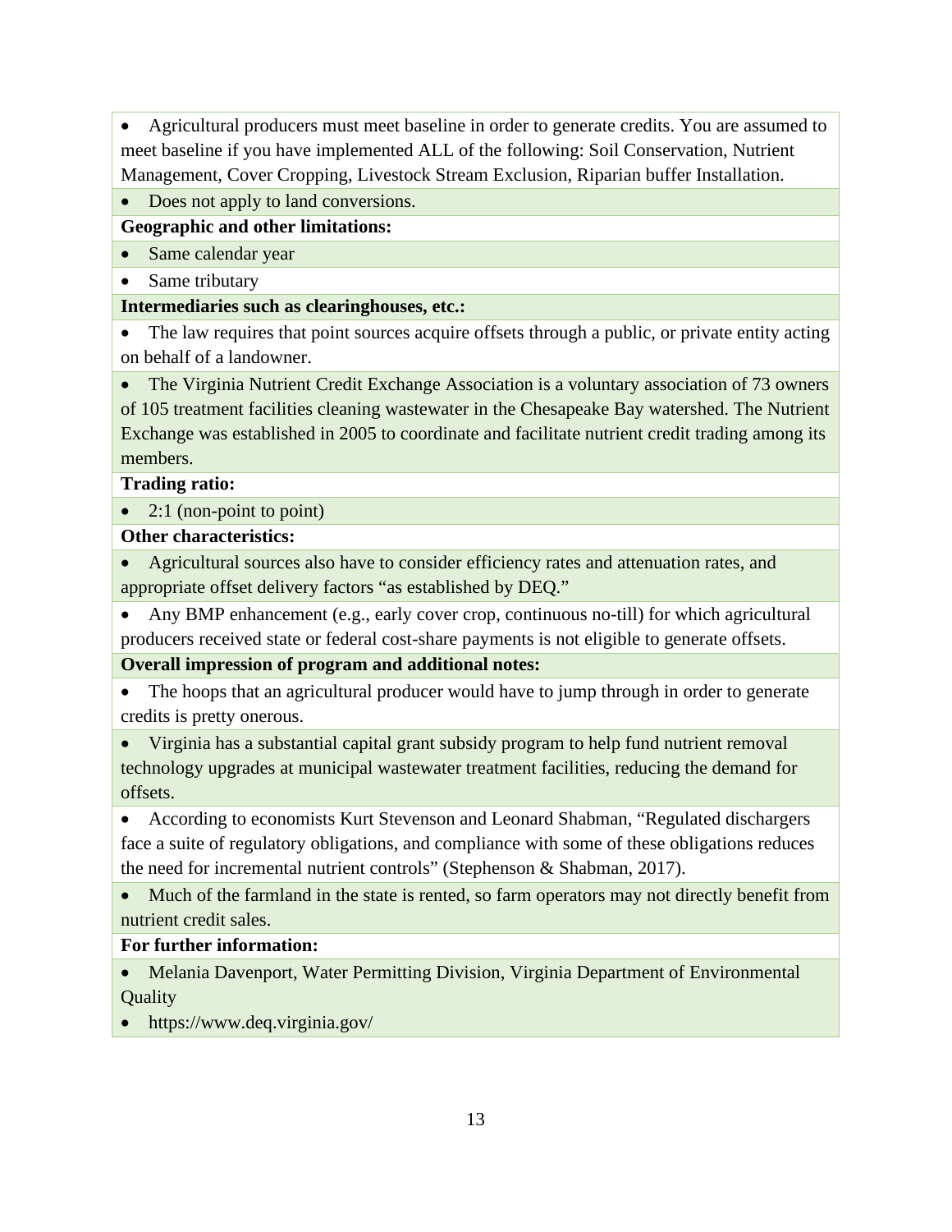- Agricultural producers must meet baseline in order to generate credits. You are assumed to meet baseline if you have implemented ALL of the following: Soil Conservation, Nutrient Management, Cover Cropping, Livestock Stream Exclusion, Riparian buffer Installation.
- Does not apply to land conversions.

**Geographic and other limitations:**

- Same calendar year
- Same tributary

**Intermediaries such as clearinghouses, etc.:**

- The law requires that point sources acquire offsets through a public, or private entity acting on behalf of a landowner.
- The Virginia Nutrient Credit Exchange Association is a voluntary association of 73 owners of 105 treatment facilities cleaning wastewater in the Chesapeake Bay watershed. The Nutrient Exchange was established in 2005 to coordinate and facilitate nutrient credit trading among its members.

**Trading ratio:**

- 2:1 (non-point to point)

**Other characteristics:**

- Agricultural sources also have to consider efficiency rates and attenuation rates, and appropriate offset delivery factors "as established by DEQ."
- Any BMP enhancement (e.g., early cover crop, continuous no-till) for which agricultural producers received state or federal cost-share payments is not eligible to generate offsets.

**Overall impression of program and additional notes:**

- The hoops that an agricultural producer would have to jump through in order to generate credits is pretty onerous.
- Virginia has a substantial capital grant subsidy program to help fund nutrient removal technology upgrades at municipal wastewater treatment facilities, reducing the demand for offsets.
- According to economists Kurt Stevenson and Leonard Shabman, "Regulated dischargers face a suite of regulatory obligations, and compliance with some of these obligations reduces the need for incremental nutrient controls" (Stephenson & Shabman, 2017).
- Much of the farmland in the state is rented, so farm operators may not directly benefit from nutrient credit sales.

**For further information:**

- Melania Davenport, Water Permitting Division, Virginia Department of Environmental Quality
- https://www.deq.virginia.gov/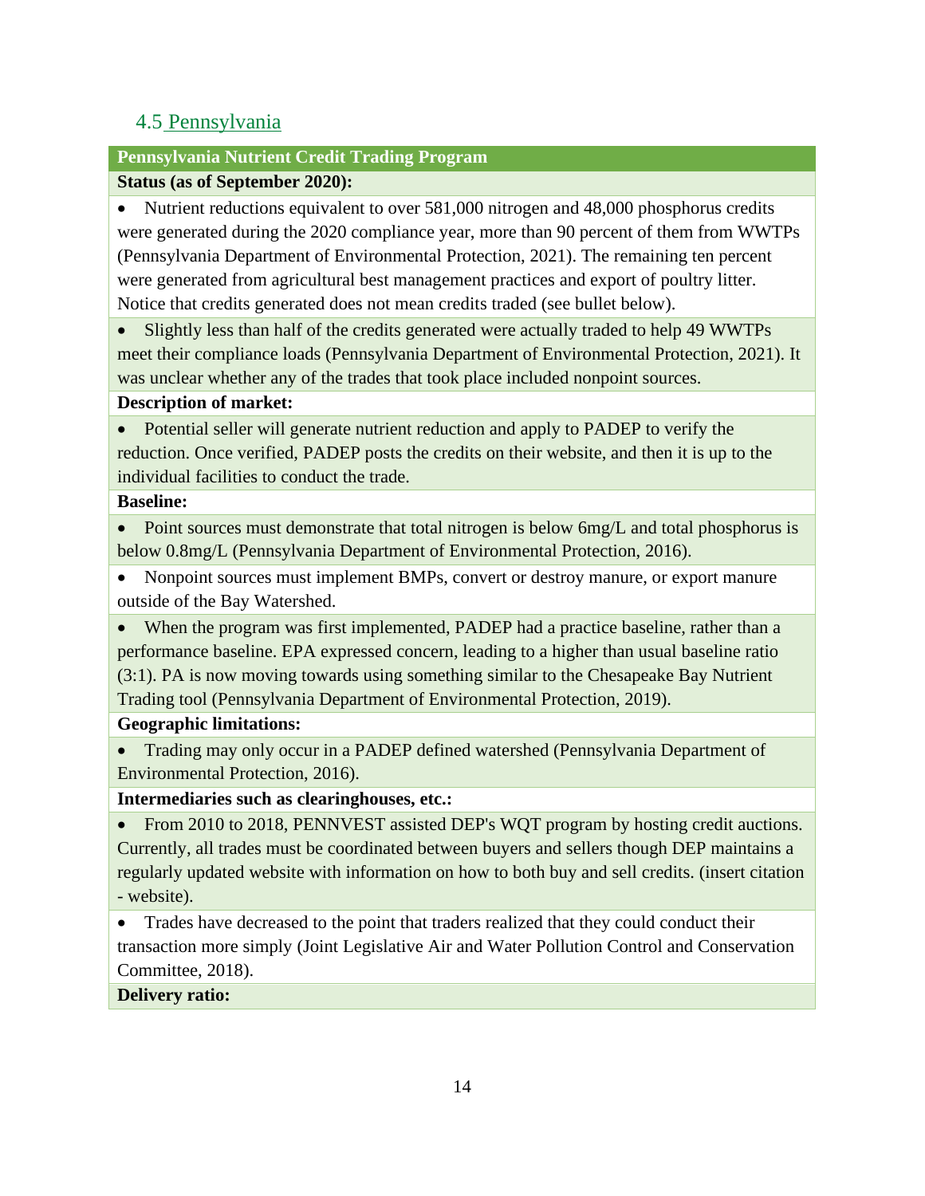## 4.5 Pennsylvania

| Pennsylvania Nutrient Credit Trading Program |
|---|
| **Status (as of September 2020):** |
| • Nutrient reductions equivalent to over 581,000 nitrogen and 48,000 phosphorus credits were generated during the 2020 compliance year, more than 90 percent of them from WWTPs (Pennsylvania Department of Environmental Protection, 2021). The remaining ten percent were generated from agricultural best management practices and export of poultry litter. Notice that credits generated does not mean credits traded (see bullet below). |
| • Slightly less than half of the credits generated were actually traded to help 49 WWTPs meet their compliance loads (Pennsylvania Department of Environmental Protection, 2021). It was unclear whether any of the trades that took place included nonpoint sources. |
| **Description of market:** |
| • Potential seller will generate nutrient reduction and apply to PADEP to verify the reduction. Once verified, PADEP posts the credits on their website, and then it is up to the individual facilities to conduct the trade. |
| **Baseline:** |
| • Point sources must demonstrate that total nitrogen is below 6mg/L and total phosphorus is below 0.8mg/L (Pennsylvania Department of Environmental Protection, 2016). |
| • Nonpoint sources must implement BMPs, convert or destroy manure, or export manure outside of the Bay Watershed. |
| • When the program was first implemented, PADEP had a practice baseline, rather than a performance baseline. EPA expressed concern, leading to a higher than usual baseline ratio (3:1). PA is now moving towards using something similar to the Chesapeake Bay Nutrient Trading tool (Pennsylvania Department of Environmental Protection, 2019). |
| **Geographic limitations:** |
| • Trading may only occur in a PADEP defined watershed (Pennsylvania Department of Environmental Protection, 2016). |
| **Intermediaries such as clearinghouses, etc.:** |
| • From 2010 to 2018, PENNVEST assisted DEP's WQT program by hosting credit auctions. Currently, all trades must be coordinated between buyers and sellers though DEP maintains a regularly updated website with information on how to both buy and sell credits. (insert citation - website). |
| • Trades have decreased to the point that traders realized that they could conduct their transaction more simply (Joint Legislative Air and Water Pollution Control and Conservation Committee, 2018). |
| **Delivery ratio:** |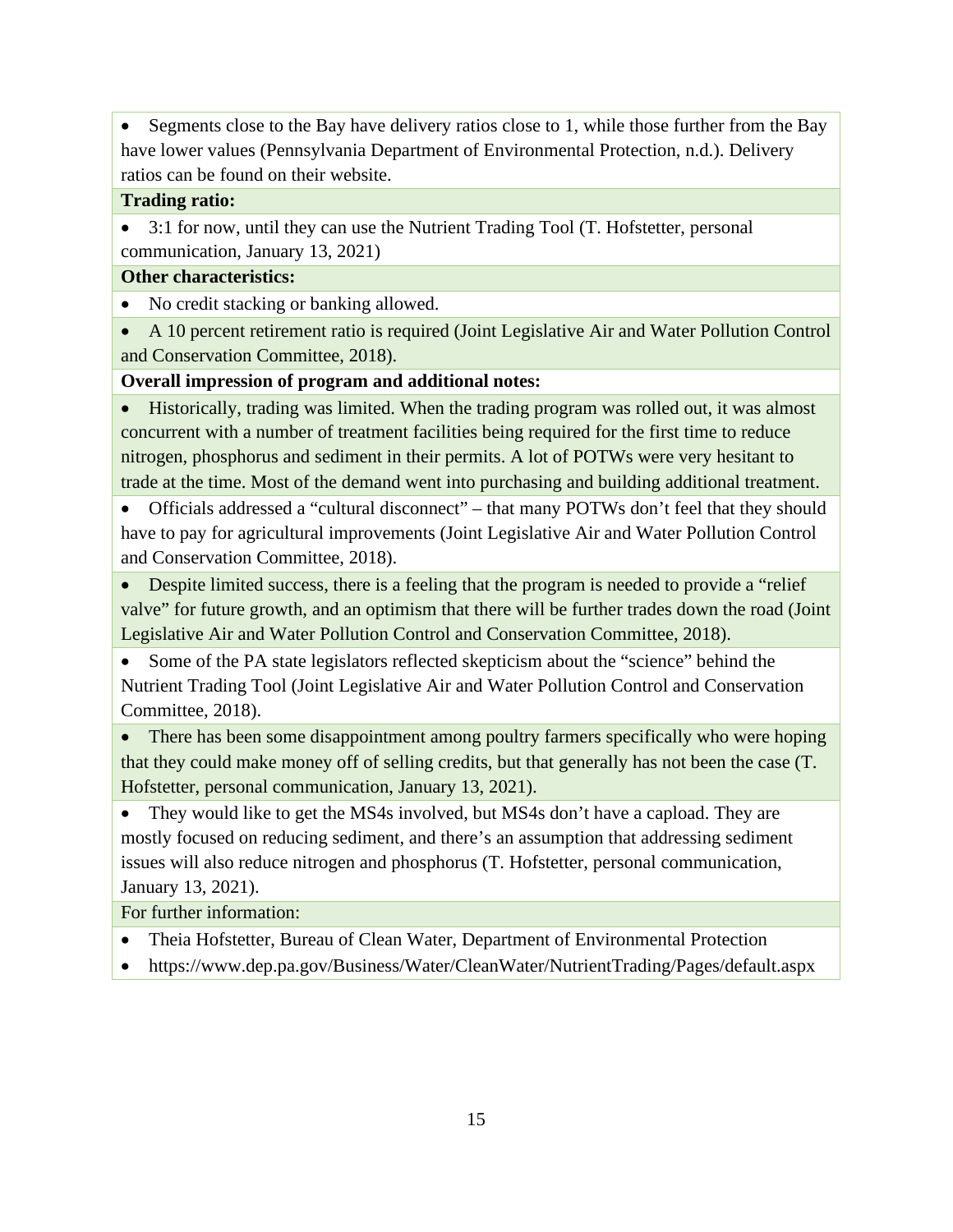- Segments close to the Bay have delivery ratios close to 1, while those further from the Bay have lower values (Pennsylvania Department of Environmental Protection, n.d.). Delivery ratios can be found on their website.

**Trading ratio:**

- 3:1 for now, until they can use the Nutrient Trading Tool (T. Hofstetter, personal communication, January 13, 2021)

**Other characteristics:**

- No credit stacking or banking allowed.
- A 10 percent retirement ratio is required (Joint Legislative Air and Water Pollution Control and Conservation Committee, 2018).

**Overall impression of program and additional notes:**

- Historically, trading was limited. When the trading program was rolled out, it was almost concurrent with a number of treatment facilities being required for the first time to reduce nitrogen, phosphorus and sediment in their permits. A lot of POTWs were very hesitant to trade at the time. Most of the demand went into purchasing and building additional treatment.
- Officials addressed a "cultural disconnect" – that many POTWs don't feel that they should have to pay for agricultural improvements (Joint Legislative Air and Water Pollution Control and Conservation Committee, 2018).
- Despite limited success, there is a feeling that the program is needed to provide a "relief valve" for future growth, and an optimism that there will be further trades down the road (Joint Legislative Air and Water Pollution Control and Conservation Committee, 2018).
- Some of the PA state legislators reflected skepticism about the "science" behind the Nutrient Trading Tool (Joint Legislative Air and Water Pollution Control and Conservation Committee, 2018).
- There has been some disappointment among poultry farmers specifically who were hoping that they could make money off of selling credits, but that generally has not been the case (T. Hofstetter, personal communication, January 13, 2021).
- They would like to get the MS4s involved, but MS4s don't have a capload. They are mostly focused on reducing sediment, and there's an assumption that addressing sediment issues will also reduce nitrogen and phosphorus (T. Hofstetter, personal communication, January 13, 2021).

For further information:

- Theia Hofstetter, Bureau of Clean Water, Department of Environmental Protection
- https://www.dep.pa.gov/Business/Water/CleanWater/NutrientTrading/Pages/default.aspx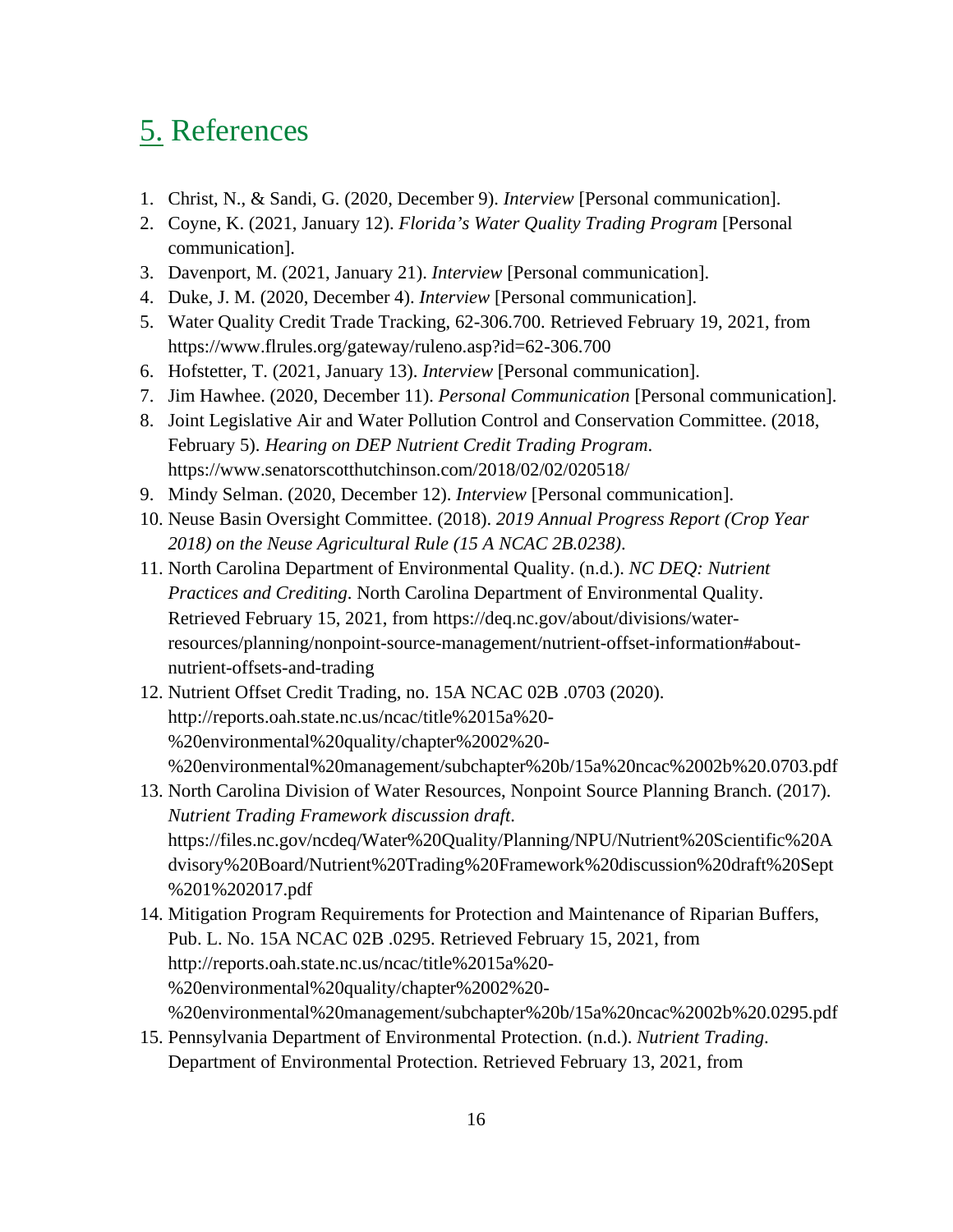# 5. References

1. Christ, N., & Sandi, G. (2020, December 9). *Interview* [Personal communication].
2. Coyne, K. (2021, January 12). *Florida's Water Quality Trading Program* [Personal communication].
3. Davenport, M. (2021, January 21). *Interview* [Personal communication].
4. Duke, J. M. (2020, December 4). *Interview* [Personal communication].
5. Water Quality Credit Trade Tracking, 62-306.700. Retrieved February 19, 2021, from https://www.flrules.org/gateway/ruleno.asp?id=62-306.700
6. Hofstetter, T. (2021, January 13). *Interview* [Personal communication].
7. Jim Hawhee. (2020, December 11). *Personal Communication* [Personal communication].
8. Joint Legislative Air and Water Pollution Control and Conservation Committee. (2018, February 5). *Hearing on DEP Nutrient Credit Trading Program*. https://www.senatorscotthutchinson.com/2018/02/02/020518/
9. Mindy Selman. (2020, December 12). *Interview* [Personal communication].
10. Neuse Basin Oversight Committee. (2018). *2019 Annual Progress Report (Crop Year 2018) on the Neuse Agricultural Rule (15 A NCAC 2B.0238)*.
11. North Carolina Department of Environmental Quality. (n.d.). *NC DEQ: Nutrient Practices and Crediting*. North Carolina Department of Environmental Quality. Retrieved February 15, 2021, from https://deq.nc.gov/about/divisions/water-resources/planning/nonpoint-source-management/nutrient-offset-information#about-nutrient-offsets-and-trading
12. Nutrient Offset Credit Trading, no. 15A NCAC 02B .0703 (2020). http://reports.oah.state.nc.us/ncac/title%2015a%20-%20environmental%20quality/chapter%2002%20-%20environmental%20management/subchapter%20b/15a%20ncac%2002b%20.0703.pdf
13. North Carolina Division of Water Resources, Nonpoint Source Planning Branch. (2017). *Nutrient Trading Framework discussion draft*. https://files.nc.gov/ncdeq/Water%20Quality/Planning/NPU/Nutrient%20Scientific%20Advisory%20Board/Nutrient%20Trading%20Framework%20discussion%20draft%20Sept%201%202017.pdf
14. Mitigation Program Requirements for Protection and Maintenance of Riparian Buffers, Pub. L. No. 15A NCAC 02B .0295. Retrieved February 15, 2021, from http://reports.oah.state.nc.us/ncac/title%2015a%20-%20environmental%20quality/chapter%2002%20-%20environmental%20management/subchapter%20b/15a%20ncac%2002b%20.0295.pdf
15. Pennsylvania Department of Environmental Protection. (n.d.). *Nutrient Trading*. Department of Environmental Protection. Retrieved February 13, 2021, from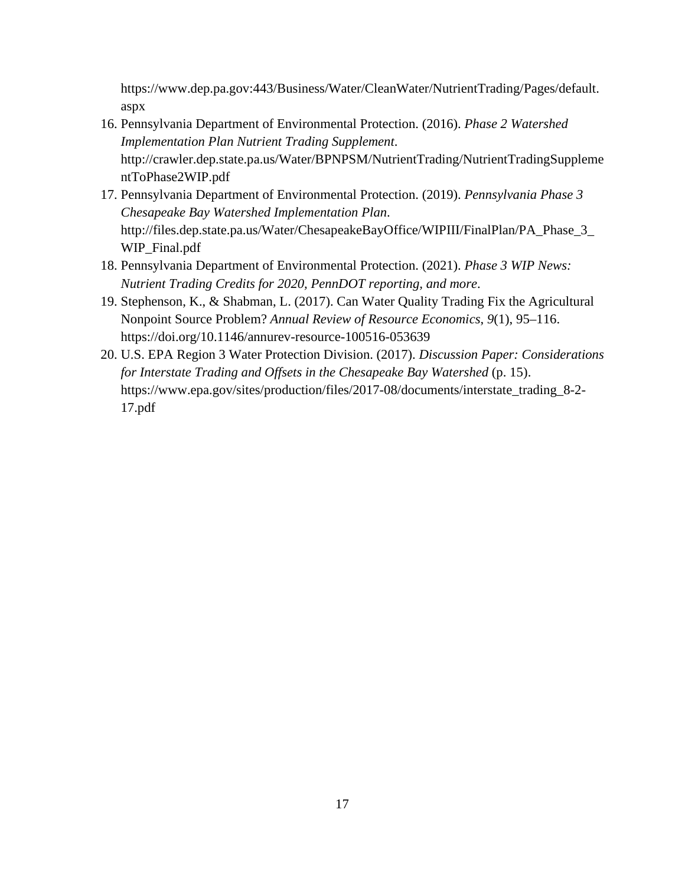https://www.dep.pa.gov:443/Business/Water/CleanWater/NutrientTrading/Pages/default.aspx

16. Pennsylvania Department of Environmental Protection. (2016). *Phase 2 Watershed Implementation Plan Nutrient Trading Supplement*. http://crawler.dep.state.pa.us/Water/BPNPSM/NutrientTrading/NutrientTradingSupplementToPhase2WIP.pdf
17. Pennsylvania Department of Environmental Protection. (2019). *Pennsylvania Phase 3 Chesapeake Bay Watershed Implementation Plan*. http://files.dep.state.pa.us/Water/ChesapeakeBayOffice/WIPIII/FinalPlan/PA_Phase_3_WIP_Final.pdf
18. Pennsylvania Department of Environmental Protection. (2021). *Phase 3 WIP News: Nutrient Trading Credits for 2020, PennDOT reporting, and more*.
19. Stephenson, K., & Shabman, L. (2017). Can Water Quality Trading Fix the Agricultural Nonpoint Source Problem? *Annual Review of Resource Economics*, *9*(1), 95–116. https://doi.org/10.1146/annurev-resource-100516-053639
20. U.S. EPA Region 3 Water Protection Division. (2017). *Discussion Paper: Considerations for Interstate Trading and Offsets in the Chesapeake Bay Watershed* (p. 15). https://www.epa.gov/sites/production/files/2017-08/documents/interstate_trading_8-2-17.pdf